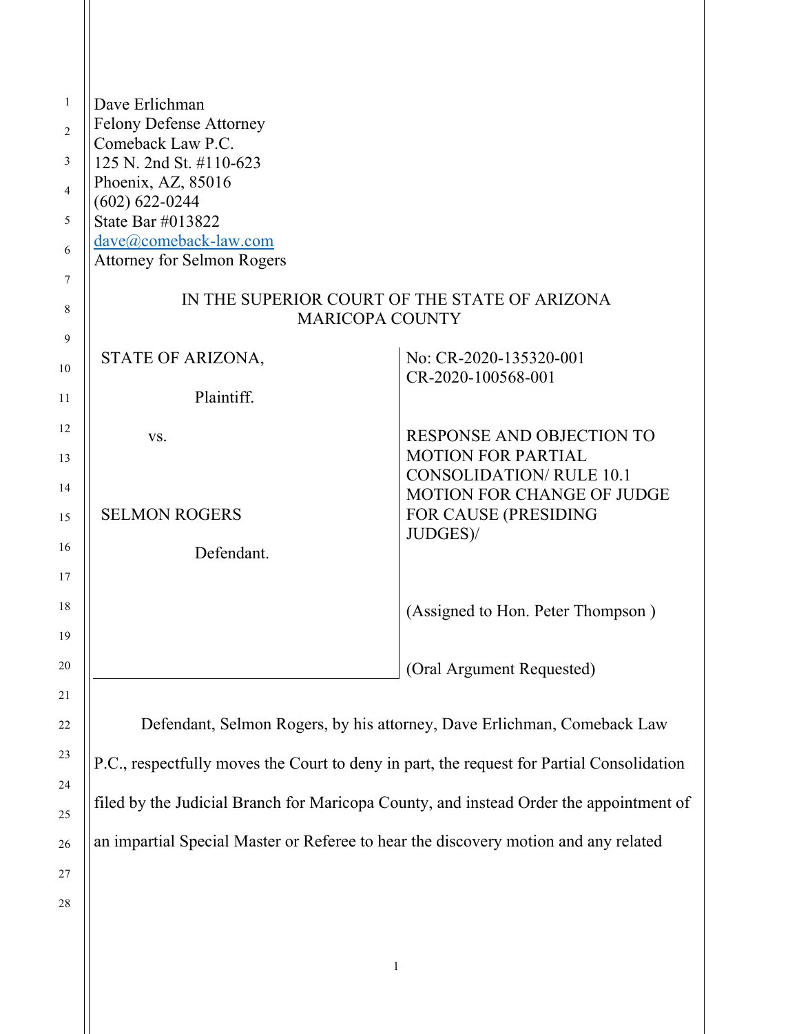Dave Erlichman
Felony Defense Attorney
Comeback Law P.C.
125 N. 2nd St. #110-623
Phoenix, AZ, 85016
(602) 622-0244
State Bar #013822
dave@comeback-law.com
Attorney for Selmon Rogers

IN THE SUPERIOR COURT OF THE STATE OF ARIZONA
MARICOPA COUNTY

| | |
|---|---|
| STATE OF ARIZONA,<br><br>Plaintiff.<br><br>vs.<br><br>SELMON ROGERS<br><br>Defendant. | No: CR-2020-135320-001<br>CR-2020-100568-001<br><br>RESPONSE AND OBJECTION TO MOTION FOR PARTIAL CONSOLIDATION/ RULE 10.1 MOTION FOR CHANGE OF JUDGE FOR CAUSE (PRESIDING JUDGES)/<br><br>(Assigned to Hon. Peter Thompson )<br><br>(Oral Argument Requested) |

Defendant, Selmon Rogers, by his attorney, Dave Erlichman, Comeback Law P.C., respectfully moves the Court to deny in part, the request for Partial Consolidation filed by the Judicial Branch for Maricopa County, and instead Order the appointment of an impartial Special Master or Referee to hear the discovery motion and any related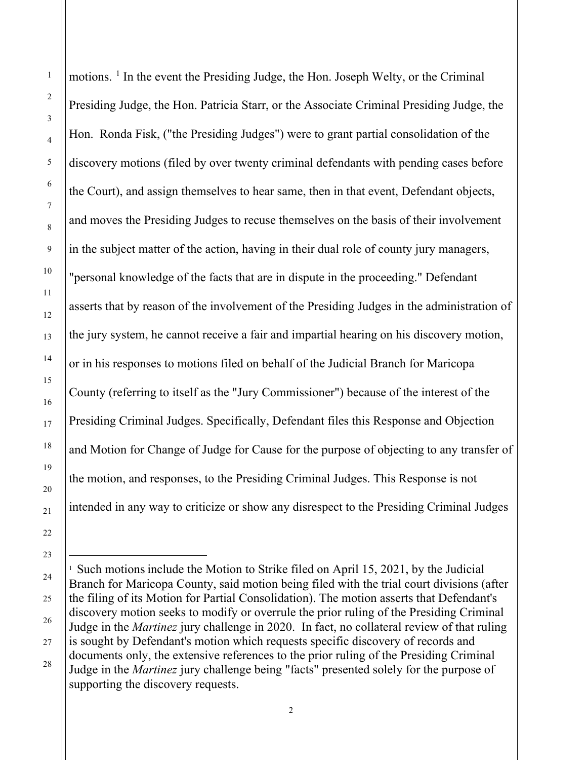motions. [1] In the event the Presiding Judge, the Hon. Joseph Welty, or the Criminal Presiding Judge, the Hon. Patricia Starr, or the Associate Criminal Presiding Judge, the Hon. Ronda Fisk, ("the Presiding Judges") were to grant partial consolidation of the discovery motions (filed by over twenty criminal defendants with pending cases before the Court), and assign themselves to hear same, then in that event, Defendant objects, and moves the Presiding Judges to recuse themselves on the basis of their involvement in the subject matter of the action, having in their dual role of county jury managers, "personal knowledge of the facts that are in dispute in the proceeding." Defendant asserts that by reason of the involvement of the Presiding Judges in the administration of the jury system, he cannot receive a fair and impartial hearing on his discovery motion, or in his responses to motions filed on behalf of the Judicial Branch for Maricopa County (referring to itself as the "Jury Commissioner") because of the interest of the Presiding Criminal Judges. Specifically, Defendant files this Response and Objection and Motion for Change of Judge for Cause for the purpose of objecting to any transfer of the motion, and responses, to the Presiding Criminal Judges. This Response is not intended in any way to criticize or show any disrespect to the Presiding Criminal Judges

---

[1] Such motions include the Motion to Strike filed on April 15, 2021, by the Judicial Branch for Maricopa County, said motion being filed with the trial court divisions (after the filing of its Motion for Partial Consolidation). The motion asserts that Defendant's discovery motion seeks to modify or overrule the prior ruling of the Presiding Criminal Judge in the *Martinez* jury challenge in 2020. In fact, no collateral review of that ruling is sought by Defendant's motion which requests specific discovery of records and documents only, the extensive references to the prior ruling of the Presiding Criminal Judge in the *Martinez* jury challenge being "facts" presented solely for the purpose of supporting the discovery requests.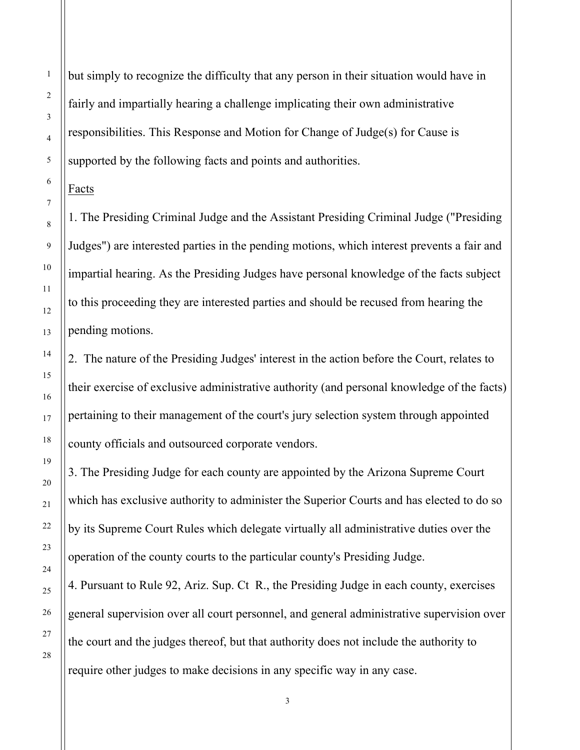but simply to recognize the difficulty that any person in their situation would have in fairly and impartially hearing a challenge implicating their own administrative responsibilities. This Response and Motion for Change of Judge(s) for Cause is supported by the following facts and points and authorities.

Facts

1. The Presiding Criminal Judge and the Assistant Presiding Criminal Judge ("Presiding Judges") are interested parties in the pending motions, which interest prevents a fair and impartial hearing. As the Presiding Judges have personal knowledge of the facts subject to this proceeding they are interested parties and should be recused from hearing the pending motions.

2. The nature of the Presiding Judges' interest in the action before the Court, relates to their exercise of exclusive administrative authority (and personal knowledge of the facts) pertaining to their management of the court's jury selection system through appointed county officials and outsourced corporate vendors.

3. The Presiding Judge for each county are appointed by the Arizona Supreme Court which has exclusive authority to administer the Superior Courts and has elected to do so by its Supreme Court Rules which delegate virtually all administrative duties over the operation of the county courts to the particular county's Presiding Judge.

4. Pursuant to Rule 92, Ariz. Sup. Ct R., the Presiding Judge in each county, exercises general supervision over all court personnel, and general administrative supervision over the court and the judges thereof, but that authority does not include the authority to require other judges to make decisions in any specific way in any case.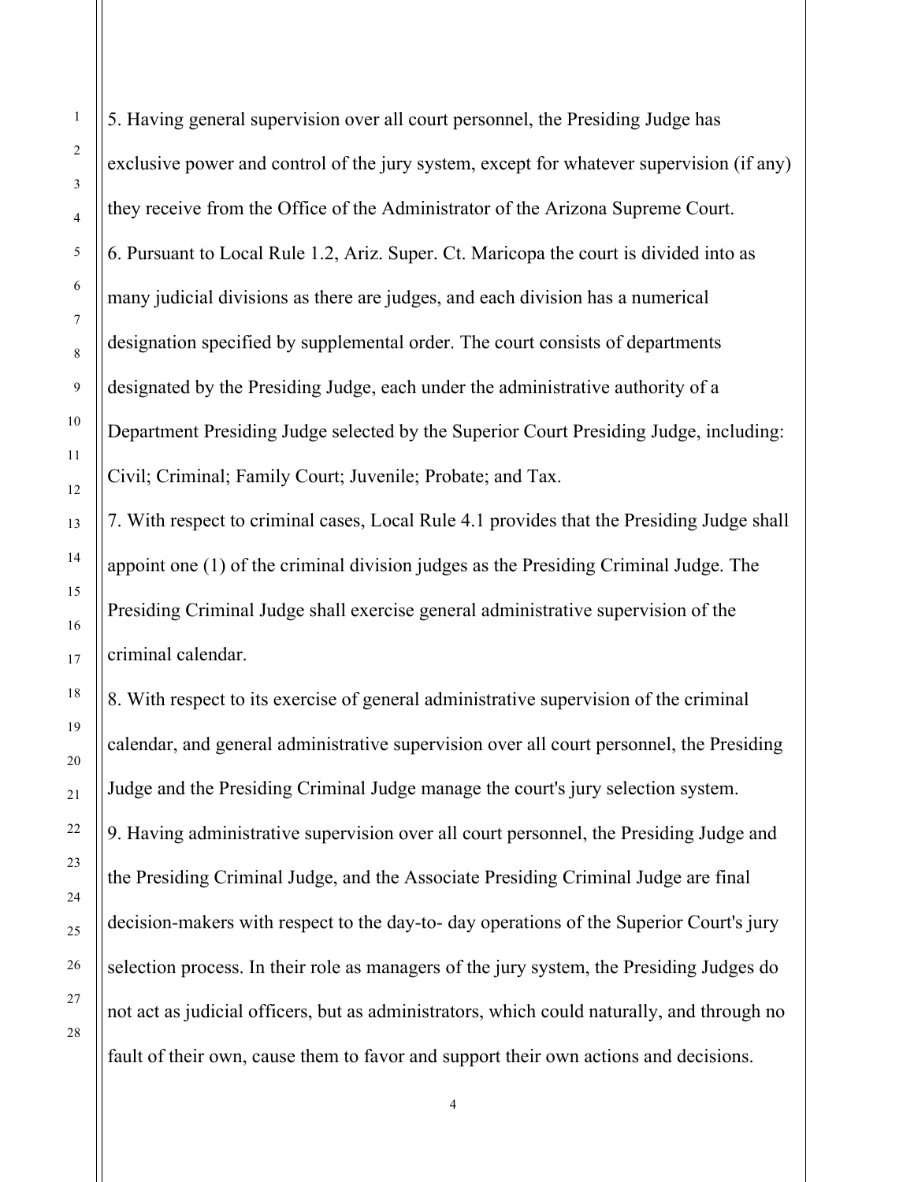5. Having general supervision over all court personnel, the Presiding Judge has exclusive power and control of the jury system, except for whatever supervision (if any) they receive from the Office of the Administrator of the Arizona Supreme Court.

6. Pursuant to Local Rule 1.2, Ariz. Super. Ct. Maricopa the court is divided into as many judicial divisions as there are judges, and each division has a numerical designation specified by supplemental order. The court consists of departments designated by the Presiding Judge, each under the administrative authority of a Department Presiding Judge selected by the Superior Court Presiding Judge, including: Civil; Criminal; Family Court; Juvenile; Probate; and Tax.

7. With respect to criminal cases, Local Rule 4.1 provides that the Presiding Judge shall appoint one (1) of the criminal division judges as the Presiding Criminal Judge. The Presiding Criminal Judge shall exercise general administrative supervision of the criminal calendar.

8. With respect to its exercise of general administrative supervision of the criminal calendar, and general administrative supervision over all court personnel, the Presiding Judge and the Presiding Criminal Judge manage the court's jury selection system.

9. Having administrative supervision over all court personnel, the Presiding Judge and the Presiding Criminal Judge, and the Associate Presiding Criminal Judge are final decision-makers with respect to the day-to- day operations of the Superior Court's jury selection process. In their role as managers of the jury system, the Presiding Judges do not act as judicial officers, but as administrators, which could naturally, and through no fault of their own, cause them to favor and support their own actions and decisions.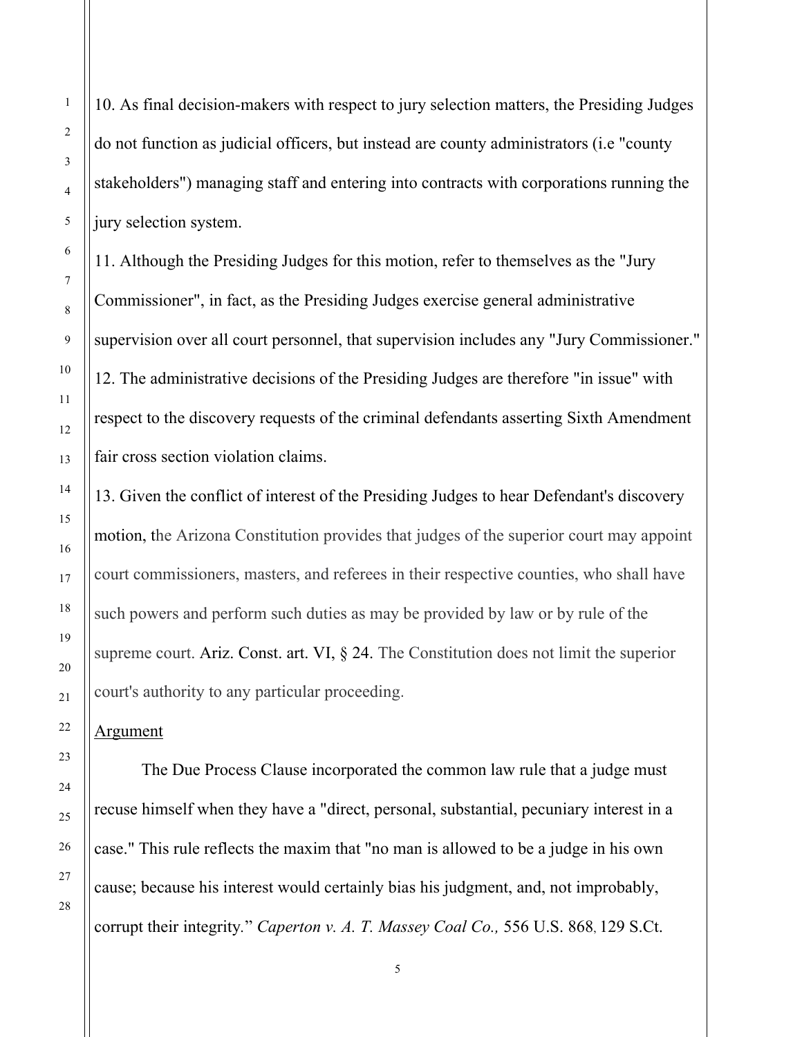10. As final decision-makers with respect to jury selection matters, the Presiding Judges do not function as judicial officers, but instead are county administrators (i.e "county stakeholders") managing staff and entering into contracts with corporations running the jury selection system.

11. Although the Presiding Judges for this motion, refer to themselves as the "Jury Commissioner", in fact, as the Presiding Judges exercise general administrative supervision over all court personnel, that supervision includes any "Jury Commissioner."

12. The administrative decisions of the Presiding Judges are therefore "in issue" with respect to the discovery requests of the criminal defendants asserting Sixth Amendment fair cross section violation claims.

13. Given the conflict of interest of the Presiding Judges to hear Defendant's discovery motion, the Arizona Constitution provides that judges of the superior court may appoint court commissioners, masters, and referees in their respective counties, who shall have such powers and perform such duties as may be provided by law or by rule of the supreme court. Ariz. Const. art. VI, § 24. The Constitution does not limit the superior court's authority to any particular proceeding.

Argument

The Due Process Clause incorporated the common law rule that a judge must recuse himself when they have a "direct, personal, substantial, pecuniary interest in a case." This rule reflects the maxim that "no man is allowed to be a judge in his own cause; because his interest would certainly bias his judgment, and, not improbably, corrupt their integrity." *Caperton v. A. T. Massey Coal Co.,* 556 U.S. 868, 129 S.Ct.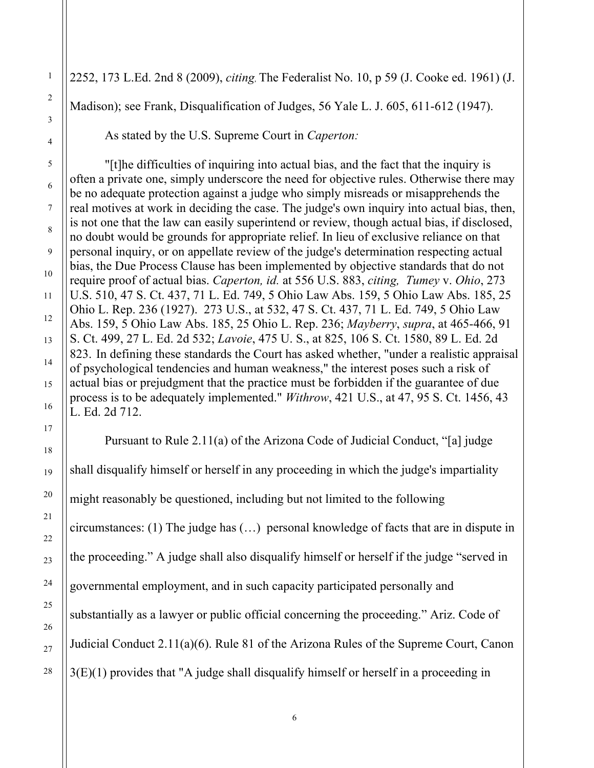2252, 173 L.Ed. 2nd 8 (2009), *citing,* The Federalist No. 10, p 59 (J. Cooke ed. 1961) (J. Madison); see Frank, Disqualification of Judges, 56 Yale L. J. 605, 611-612 (1947).

As stated by the U.S. Supreme Court in *Caperton:*

> "[t]he difficulties of inquiring into actual bias, and the fact that the inquiry is often a private one, simply underscore the need for objective rules. Otherwise there may be no adequate protection against a judge who simply misreads or misapprehends the real motives at work in deciding the case. The judge's own inquiry into actual bias, then, is not one that the law can easily superintend or review, though actual bias, if disclosed, no doubt would be grounds for appropriate relief. In lieu of exclusive reliance on that personal inquiry, or on appellate review of the judge's determination respecting actual bias, the Due Process Clause has been implemented by objective standards that do not require proof of actual bias. *Caperton, id.* at 556 U.S. 883, *citing, Tumey* v. *Ohio*, 273 U.S. 510, 47 S. Ct. 437, 71 L. Ed. 749, 5 Ohio Law Abs. 159, 5 Ohio Law Abs. 185, 25 Ohio L. Rep. 236 (1927). 273 U.S., at 532, 47 S. Ct. 437, 71 L. Ed. 749, 5 Ohio Law Abs. 159, 5 Ohio Law Abs. 185, 25 Ohio L. Rep. 236; *Mayberry*, *supra*, at 465-466, 91 S. Ct. 499, 27 L. Ed. 2d 532; *Lavoie*, 475 U. S., at 825, 106 S. Ct. 1580, 89 L. Ed. 2d 823. In defining these standards the Court has asked whether, "under a realistic appraisal of psychological tendencies and human weakness," the interest poses such a risk of actual bias or prejudgment that the practice must be forbidden if the guarantee of due process is to be adequately implemented." *Withrow*, 421 U.S., at 47, 95 S. Ct. 1456, 43 L. Ed. 2d 712.

Pursuant to Rule 2.11(a) of the Arizona Code of Judicial Conduct, "[a] judge shall disqualify himself or herself in any proceeding in which the judge's impartiality might reasonably be questioned, including but not limited to the following circumstances: (1) The judge has (…) personal knowledge of facts that are in dispute in the proceeding." A judge shall also disqualify himself or herself if the judge "served in governmental employment, and in such capacity participated personally and substantially as a lawyer or public official concerning the proceeding." Ariz. Code of Judicial Conduct 2.11(a)(6). Rule 81 of the Arizona Rules of the Supreme Court, Canon 3(E)(1) provides that "A judge shall disqualify himself or herself in a proceeding in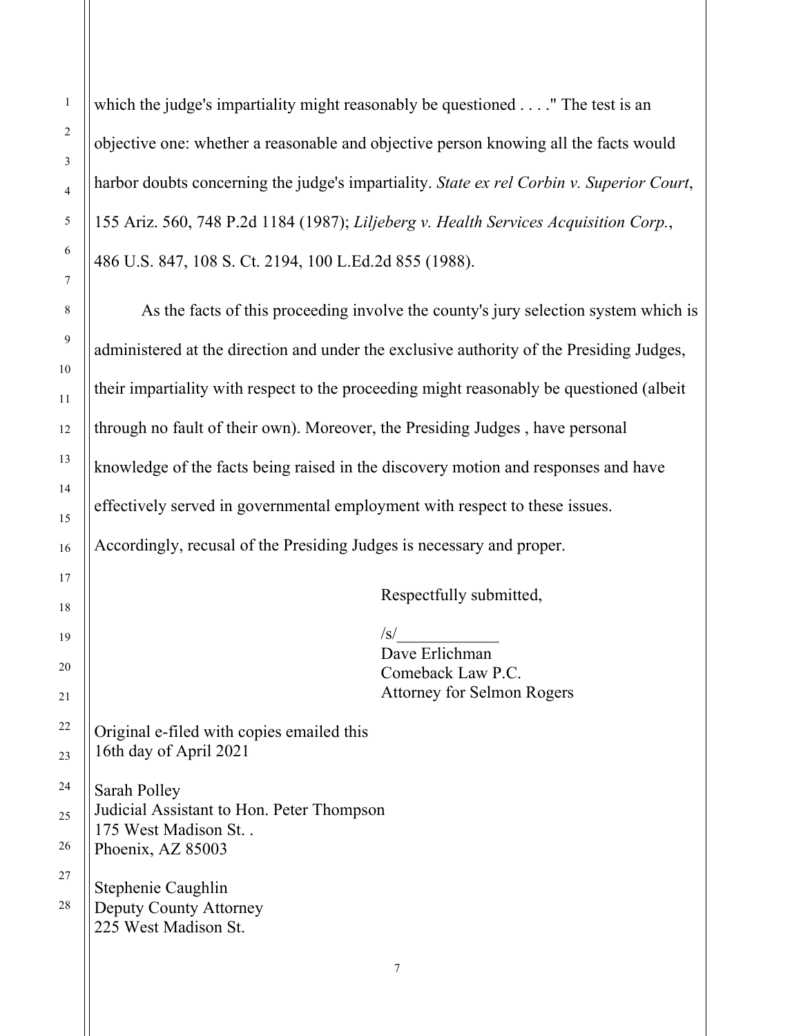which the judge's impartiality might reasonably be questioned . . . ." The test is an objective one: whether a reasonable and objective person knowing all the facts would harbor doubts concerning the judge's impartiality. *State ex rel Corbin v. Superior Court*, 155 Ariz. 560, 748 P.2d 1184 (1987); *Liljeberg v. Health Services Acquisition Corp.*, 486 U.S. 847, 108 S. Ct. 2194, 100 L.Ed.2d 855 (1988).

As the facts of this proceeding involve the county's jury selection system which is administered at the direction and under the exclusive authority of the Presiding Judges, their impartiality with respect to the proceeding might reasonably be questioned (albeit through no fault of their own). Moreover, the Presiding Judges , have personal knowledge of the facts being raised in the discovery motion and responses and have effectively served in governmental employment with respect to these issues. Accordingly, recusal of the Presiding Judges is necessary and proper.

Respectfully submitted,

/s/____________
Dave Erlichman
Comeback Law P.C.
Attorney for Selmon Rogers

Original e-filed with copies emailed this
16th day of April 2021

Sarah Polley
Judicial Assistant to Hon. Peter Thompson
175 West Madison St. .
Phoenix, AZ 85003

Stephenie Caughlin
Deputy County Attorney
225 West Madison St.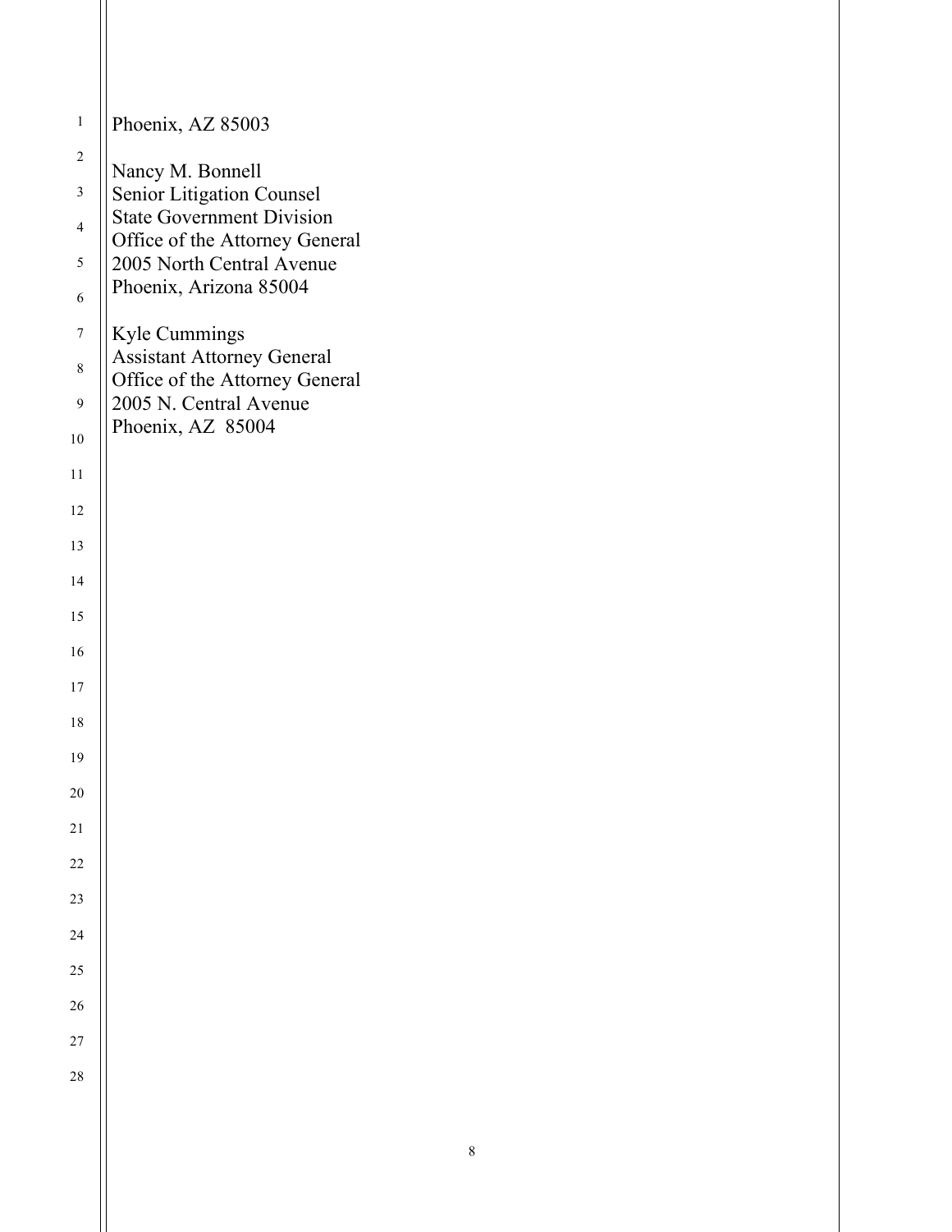Phoenix, AZ 85003

Nancy M. Bonnell
Senior Litigation Counsel
State Government Division
Office of the Attorney General
2005 North Central Avenue
Phoenix, Arizona 85004

Kyle Cummings
Assistant Attorney General
Office of the Attorney General
2005 N. Central Avenue
Phoenix, AZ 85004